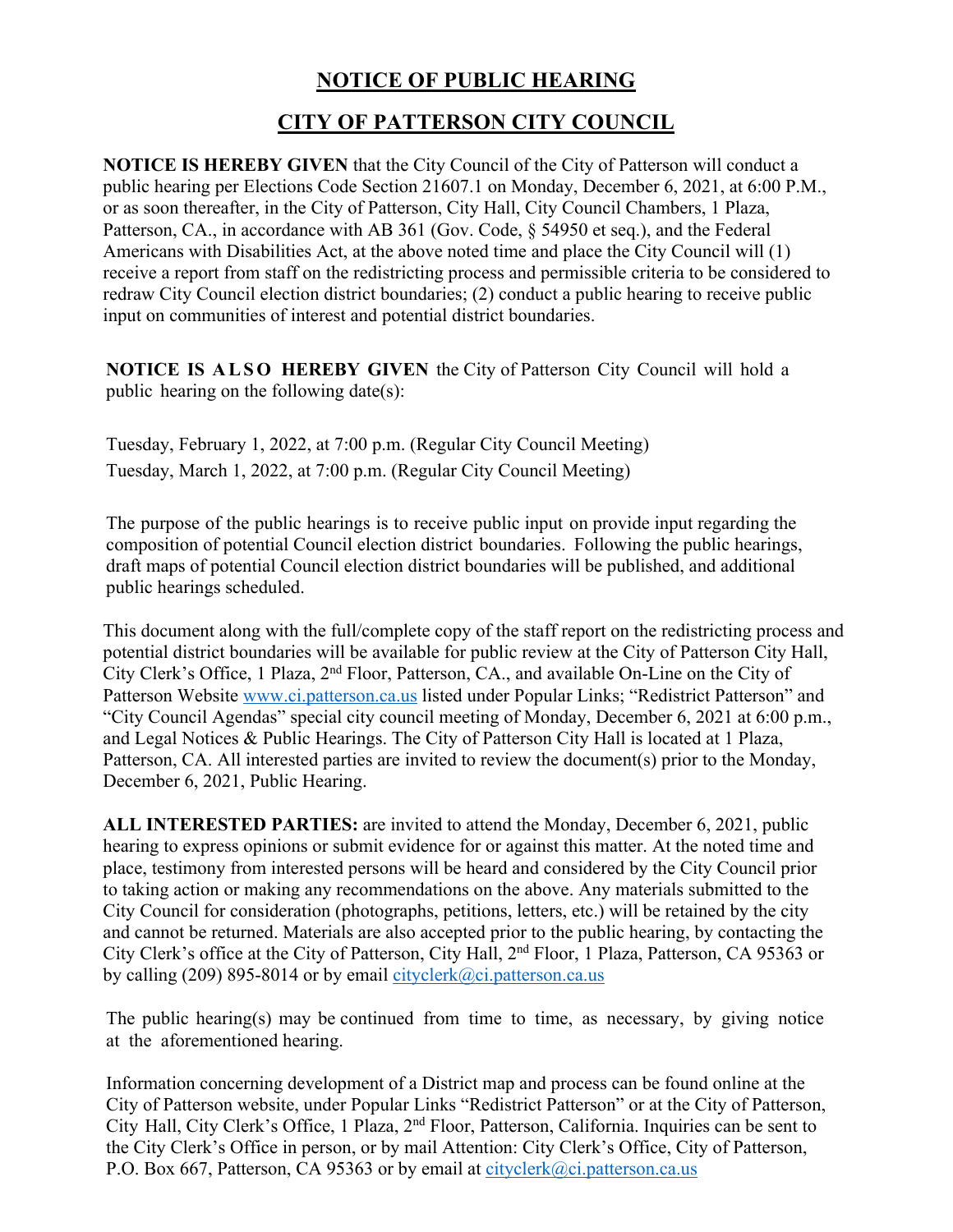# NOTICE OF PUBLIC HEARING

## CITY OF PATTERSON CITY COUNCIL

**NOTICE IS HEREBY GIVEN** that the City Council of the City of Patterson will conduct a public hearing per Elections Code Section 21607.1 on Monday, December 6, 2021, at 6:00 P.M., or as soon thereafter, in the City of Patterson, City Hall, City Council Chambers, 1 Plaza, Patterson, CA., in accordance with AB 361 (Gov. Code, § 54950 et seq.), and the Federal Americans with Disabilities Act, at the above noted time and place the City Council will (1) receive a report from staff on the redistricting process and permissible criteria to be considered to redraw City Council election district boundaries; (2) conduct a public hearing to receive public input on communities of interest and potential district boundaries.

**NOTICE IS ALSO HEREBY GIVEN** the City of Patterson City Council will hold a public hearing on the following date(s):

Tuesday, February 1, 2022, at 7:00 p.m. (Regular City Council Meeting)
Tuesday, March 1, 2022, at 7:00 p.m. (Regular City Council Meeting)

The purpose of the public hearings is to receive public input on provide input regarding the composition of potential Council election district boundaries. Following the public hearings, draft maps of potential Council election district boundaries will be published, and additional public hearings scheduled.

This document along with the full/complete copy of the staff report on the redistricting process and potential district boundaries will be available for public review at the City of Patterson City Hall, City Clerk's Office, 1 Plaza, 2nd Floor, Patterson, CA., and available On-Line on the City of Patterson Website www.ci.patterson.ca.us listed under Popular Links; "Redistrict Patterson" and "City Council Agendas" special city council meeting of Monday, December 6, 2021 at 6:00 p.m., and Legal Notices & Public Hearings. The City of Patterson City Hall is located at 1 Plaza, Patterson, CA. All interested parties are invited to review the document(s) prior to the Monday, December 6, 2021, Public Hearing.

**ALL INTERESTED PARTIES:** are invited to attend the Monday, December 6, 2021, public hearing to express opinions or submit evidence for or against this matter. At the noted time and place, testimony from interested persons will be heard and considered by the City Council prior to taking action or making any recommendations on the above. Any materials submitted to the City Council for consideration (photographs, petitions, letters, etc.) will be retained by the city and cannot be returned. Materials are also accepted prior to the public hearing, by contacting the City Clerk's office at the City of Patterson, City Hall, 2nd Floor, 1 Plaza, Patterson, CA 95363 or by calling (209) 895-8014 or by email cityclerk@ci.patterson.ca.us

The public hearing(s) may be continued from time to time, as necessary, by giving notice at the aforementioned hearing.

Information concerning development of a District map and process can be found online at the City of Patterson website, under Popular Links "Redistrict Patterson" or at the City of Patterson, City Hall, City Clerk's Office, 1 Plaza, 2nd Floor, Patterson, California. Inquiries can be sent to the City Clerk's Office in person, or by mail Attention: City Clerk's Office, City of Patterson, P.O. Box 667, Patterson, CA 95363 or by email at cityclerk@ci.patterson.ca.us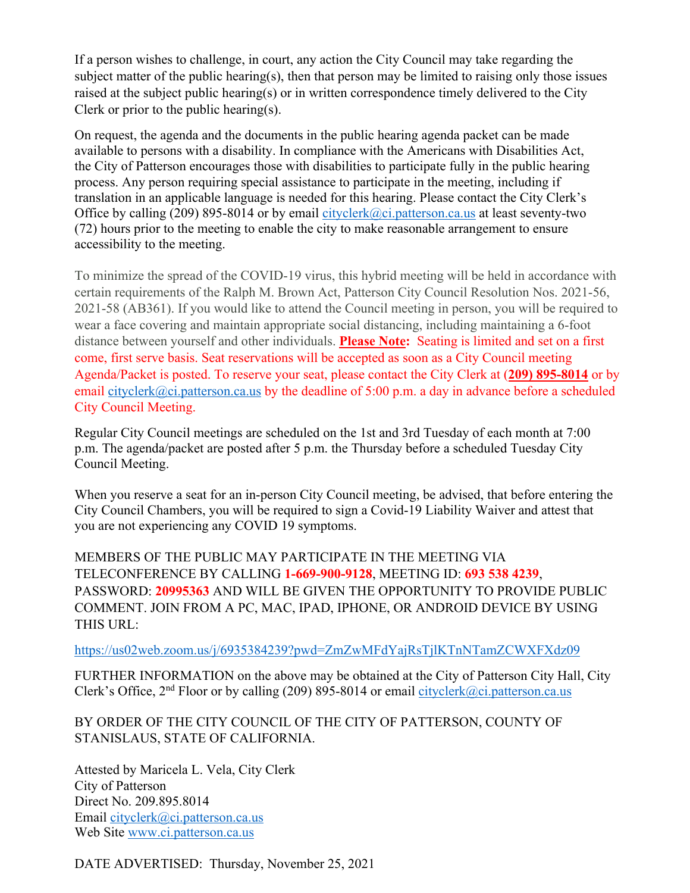If a person wishes to challenge, in court, any action the City Council may take regarding the subject matter of the public hearing(s), then that person may be limited to raising only those issues raised at the subject public hearing(s) or in written correspondence timely delivered to the City Clerk or prior to the public hearing(s).

On request, the agenda and the documents in the public hearing agenda packet can be made available to persons with a disability. In compliance with the Americans with Disabilities Act, the City of Patterson encourages those with disabilities to participate fully in the public hearing process. Any person requiring special assistance to participate in the meeting, including if translation in an applicable language is needed for this hearing. Please contact the City Clerk's Office by calling (209) 895-8014 or by email cityclerk@ci.patterson.ca.us at least seventy-two (72) hours prior to the meeting to enable the city to make reasonable arrangement to ensure accessibility to the meeting.

To minimize the spread of the COVID-19 virus, this hybrid meeting will be held in accordance with certain requirements of the Ralph M. Brown Act, Patterson City Council Resolution Nos. 2021-56, 2021-58 (AB361). If you would like to attend the Council meeting in person, you will be required to wear a face covering and maintain appropriate social distancing, including maintaining a 6-foot distance between yourself and other individuals. **Please Note:** Seating is limited and set on a first come, first serve basis. Seat reservations will be accepted as soon as a City Council meeting Agenda/Packet is posted. To reserve your seat, please contact the City Clerk at (**209) 895-8014** or by email cityclerk@ci.patterson.ca.us by the deadline of 5:00 p.m. a day in advance before a scheduled City Council Meeting.

Regular City Council meetings are scheduled on the 1st and 3rd Tuesday of each month at 7:00 p.m. The agenda/packet are posted after 5 p.m. the Thursday before a scheduled Tuesday City Council Meeting.

When you reserve a seat for an in-person City Council meeting, be advised, that before entering the City Council Chambers, you will be required to sign a Covid-19 Liability Waiver and attest that you are not experiencing any COVID 19 symptoms.

MEMBERS OF THE PUBLIC MAY PARTICIPATE IN THE MEETING VIA TELECONFERENCE BY CALLING **1-669-900-9128**, MEETING ID: **693 538 4239**, PASSWORD: **20995363** AND WILL BE GIVEN THE OPPORTUNITY TO PROVIDE PUBLIC COMMENT. JOIN FROM A PC, MAC, IPAD, IPHONE, OR ANDROID DEVICE BY USING THIS URL:

https://us02web.zoom.us/j/6935384239?pwd=ZmZwMFdYajRsTjlKTnNTamZCWXFXdz09

FURTHER INFORMATION on the above may be obtained at the City of Patterson City Hall, City Clerk's Office, 2nd Floor or by calling (209) 895-8014 or email cityclerk@ci.patterson.ca.us

BY ORDER OF THE CITY COUNCIL OF THE CITY OF PATTERSON, COUNTY OF STANISLAUS, STATE OF CALIFORNIA.

Attested by Maricela L. Vela, City Clerk
City of Patterson
Direct No. 209.895.8014
Email cityclerk@ci.patterson.ca.us
Web Site www.ci.patterson.ca.us

DATE ADVERTISED: Thursday, November 25, 2021